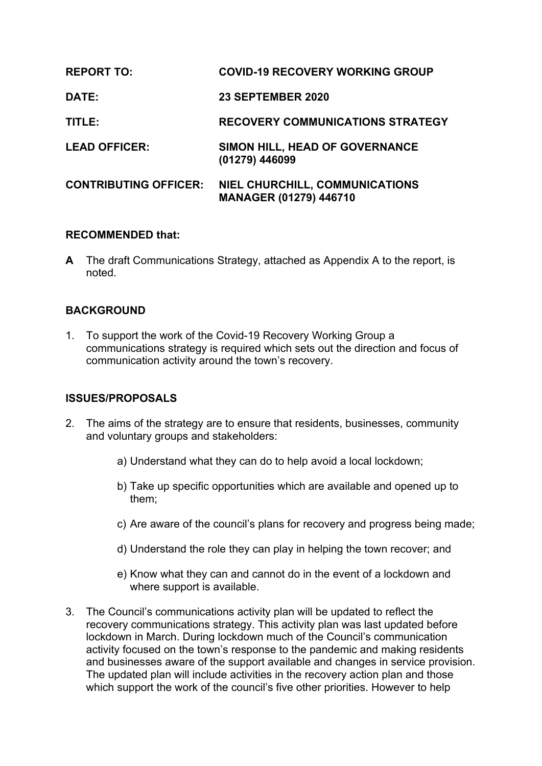| | |
|---|---|
| **REPORT TO:** | **COVID-19 RECOVERY WORKING GROUP** |
| **DATE:** | **23 SEPTEMBER 2020** |
| **TITLE:** | **RECOVERY COMMUNICATIONS STRATEGY** |
| **LEAD OFFICER:** | **SIMON HILL, HEAD OF GOVERNANCE (01279) 446099** |
| **CONTRIBUTING OFFICER:** | **NIEL CHURCHILL, COMMUNICATIONS MANAGER (01279) 446710** |

**RECOMMENDED that:**

**A** The draft Communications Strategy, attached as Appendix A to the report, is noted.

## BACKGROUND

1. To support the work of the Covid-19 Recovery Working Group a communications strategy is required which sets out the direction and focus of communication activity around the town's recovery.

## ISSUES/PROPOSALS

2. The aims of the strategy are to ensure that residents, businesses, community and voluntary groups and stakeholders:

   a) Understand what they can do to help avoid a local lockdown;

   b) Take up specific opportunities which are available and opened up to them;

   c) Are aware of the council's plans for recovery and progress being made;

   d) Understand the role they can play in helping the town recover; and

   e) Know what they can and cannot do in the event of a lockdown and where support is available.

3. The Council's communications activity plan will be updated to reflect the recovery communications strategy. This activity plan was last updated before lockdown in March. During lockdown much of the Council's communication activity focused on the town's response to the pandemic and making residents and businesses aware of the support available and changes in service provision. The updated plan will include activities in the recovery action plan and those which support the work of the council's five other priorities. However to help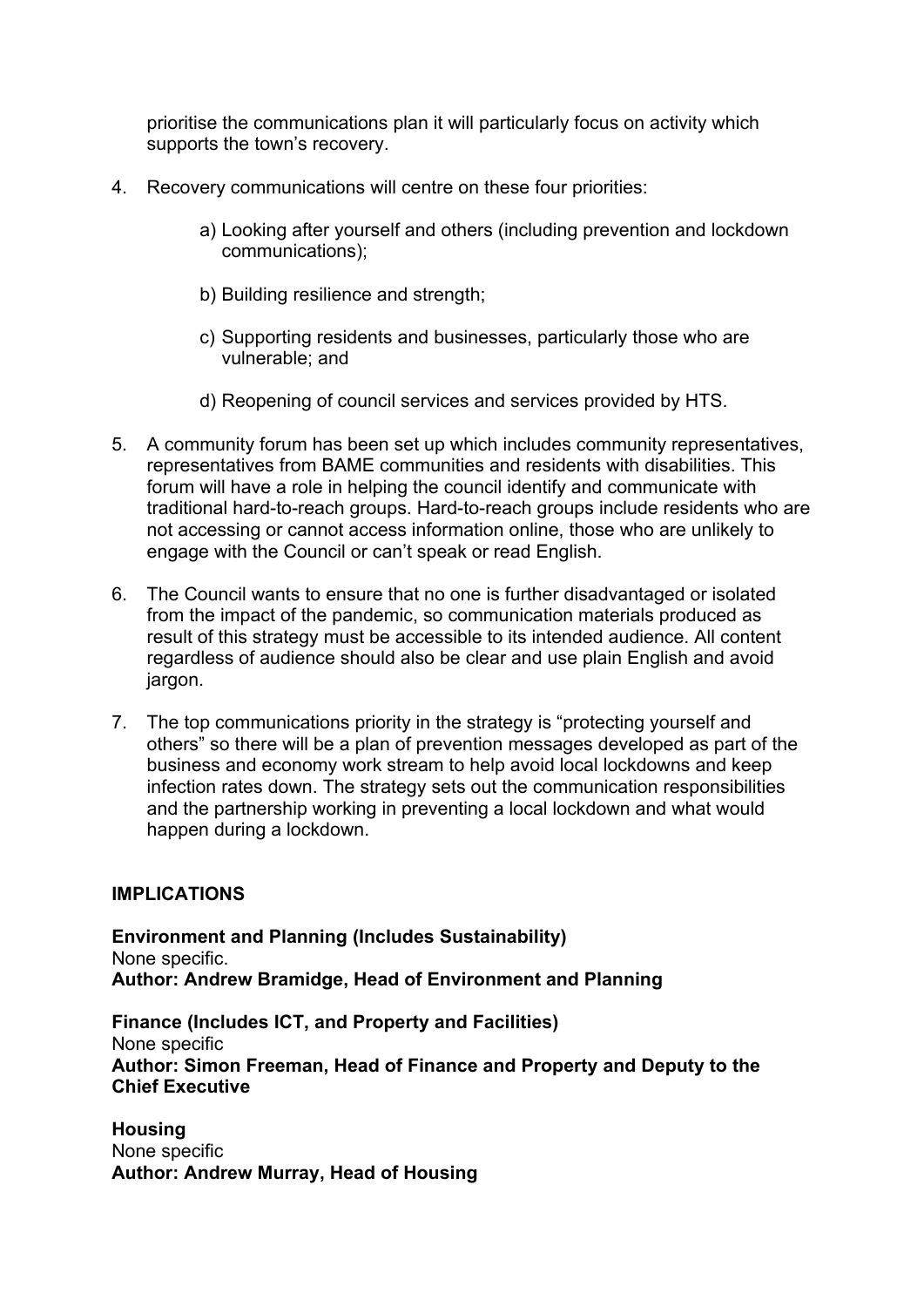prioritise the communications plan it will particularly focus on activity which supports the town's recovery.

4. Recovery communications will centre on these four priorities:

   a) Looking after yourself and others (including prevention and lockdown communications);

   b) Building resilience and strength;

   c) Supporting residents and businesses, particularly those who are vulnerable; and

   d) Reopening of council services and services provided by HTS.

5. A community forum has been set up which includes community representatives, representatives from BAME communities and residents with disabilities. This forum will have a role in helping the council identify and communicate with traditional hard-to-reach groups. Hard-to-reach groups include residents who are not accessing or cannot access information online, those who are unlikely to engage with the Council or can't speak or read English.

6. The Council wants to ensure that no one is further disadvantaged or isolated from the impact of the pandemic, so communication materials produced as result of this strategy must be accessible to its intended audience. All content regardless of audience should also be clear and use plain English and avoid jargon.

7. The top communications priority in the strategy is "protecting yourself and others" so there will be a plan of prevention messages developed as part of the business and economy work stream to help avoid local lockdowns and keep infection rates down. The strategy sets out the communication responsibilities and the partnership working in preventing a local lockdown and what would happen during a lockdown.

## IMPLICATIONS

**Environment and Planning (Includes Sustainability)**
None specific.
**Author: Andrew Bramidge, Head of Environment and Planning**

**Finance (Includes ICT, and Property and Facilities)**
None specific
**Author: Simon Freeman, Head of Finance and Property and Deputy to the Chief Executive**

**Housing**
None specific
**Author: Andrew Murray, Head of Housing**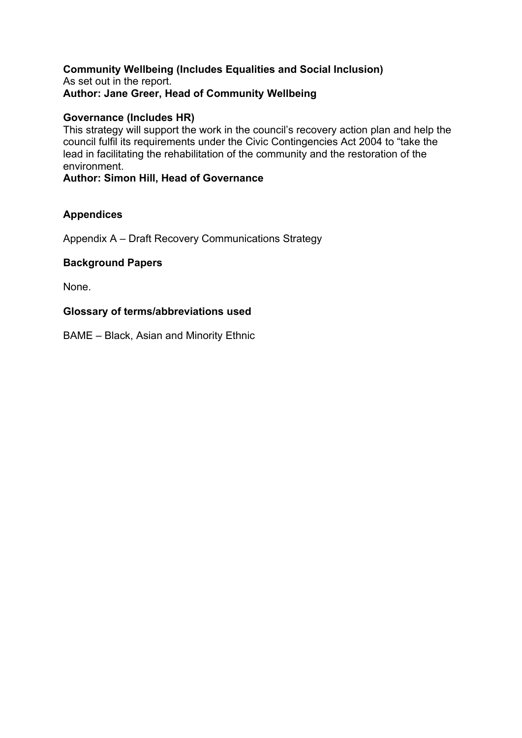**Community Wellbeing (Includes Equalities and Social Inclusion)**
As set out in the report.
**Author: Jane Greer, Head of Community Wellbeing**

**Governance (Includes HR)**
This strategy will support the work in the council's recovery action plan and help the council fulfil its requirements under the Civic Contingencies Act 2004 to "take the lead in facilitating the rehabilitation of the community and the restoration of the environment.
**Author: Simon Hill, Head of Governance**

**Appendices**

Appendix A – Draft Recovery Communications Strategy

**Background Papers**

None.

**Glossary of terms/abbreviations used**

BAME – Black, Asian and Minority Ethnic